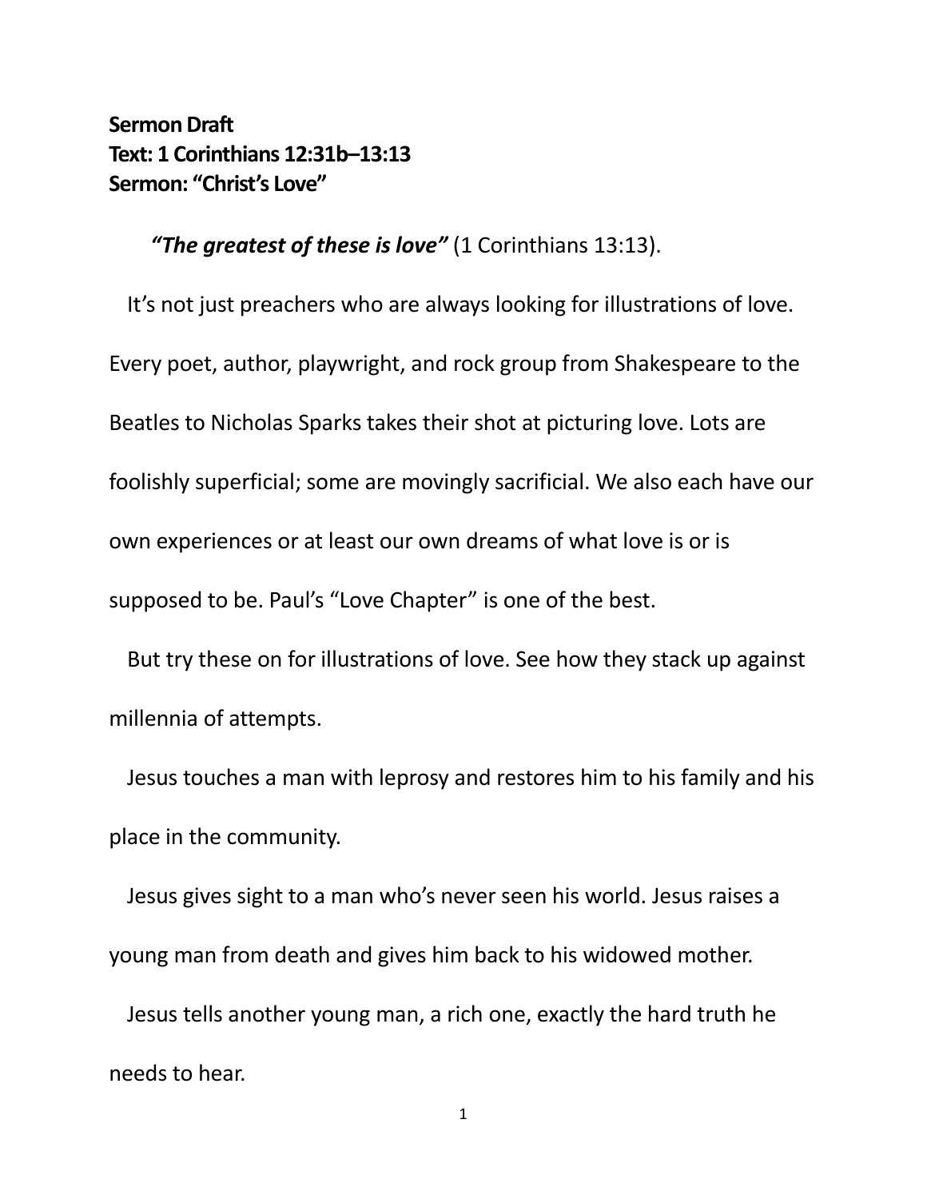**Sermon Draft**
**Text: 1 Corinthians 12:31b–13:13**
**Sermon: "Christ's Love"**

***"The greatest of these is love"*** (1 Corinthians 13:13).

It's not just preachers who are always looking for illustrations of love. Every poet, author, playwright, and rock group from Shakespeare to the Beatles to Nicholas Sparks takes their shot at picturing love. Lots are foolishly superficial; some are movingly sacrificial. We also each have our own experiences or at least our own dreams of what love is or is supposed to be. Paul's "Love Chapter" is one of the best.

But try these on for illustrations of love. See how they stack up against millennia of attempts.

Jesus touches a man with leprosy and restores him to his family and his place in the community.

Jesus gives sight to a man who's never seen his world. Jesus raises a young man from death and gives him back to his widowed mother.

Jesus tells another young man, a rich one, exactly the hard truth he needs to hear.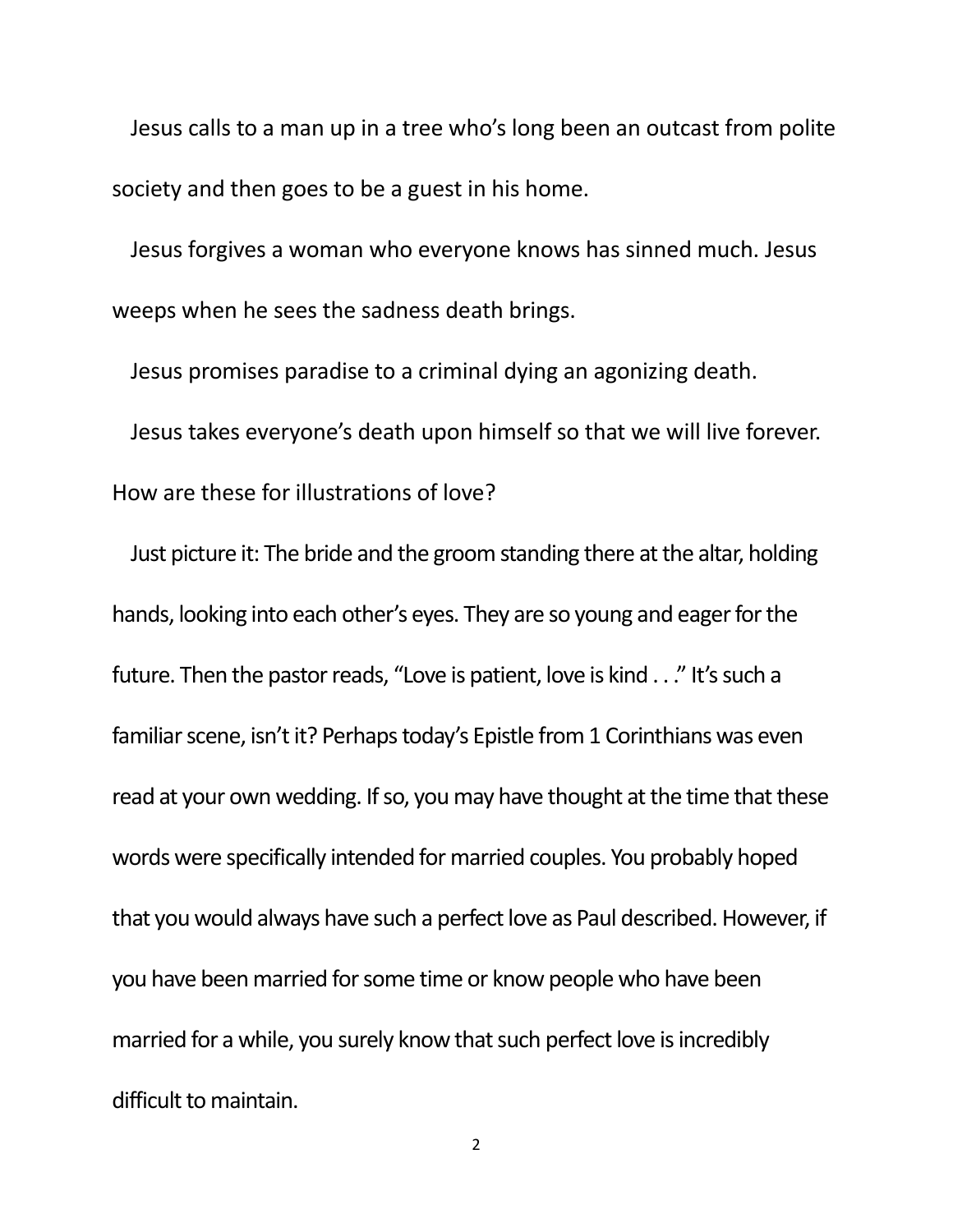Jesus calls to a man up in a tree who's long been an outcast from polite society and then goes to be a guest in his home.

Jesus forgives a woman who everyone knows has sinned much. Jesus weeps when he sees the sadness death brings.

Jesus promises paradise to a criminal dying an agonizing death.

Jesus takes everyone's death upon himself so that we will live forever. How are these for illustrations of love?

Just picture it: The bride and the groom standing there at the altar, holding hands, looking into each other's eyes. They are so young and eager for the future. Then the pastor reads, "Love is patient, love is kind . . ." It's such a familiar scene, isn't it? Perhaps today's Epistle from 1 Corinthians was even read at your own wedding. If so, you may have thought at the time that these words were specifically intended for married couples. You probably hoped that you would always have such a perfect love as Paul described. However, if you have been married for some time or know people who have been married for a while, you surely know that such perfect love is incredibly difficult to maintain.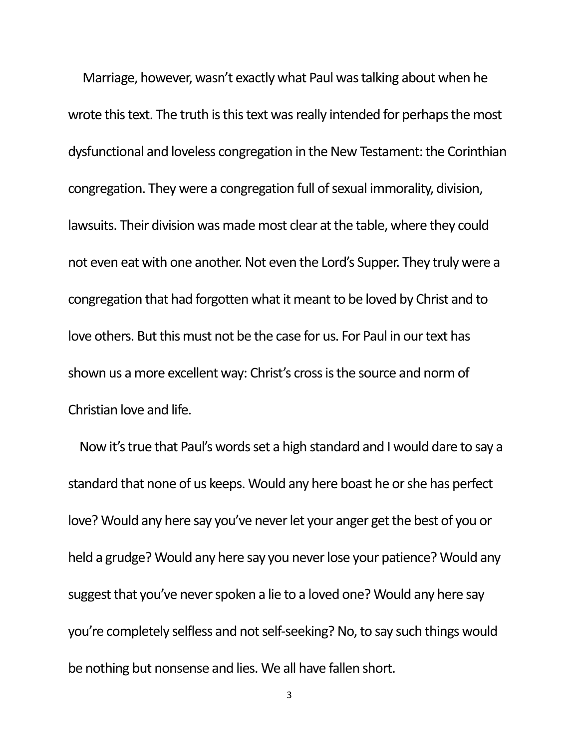Marriage, however, wasn't exactly what Paul was talking about when he wrote this text. The truth is this text was really intended for perhaps the most dysfunctional and loveless congregation in the New Testament: the Corinthian congregation. They were a congregation full of sexual immorality, division, lawsuits. Their division was made most clear at the table, where they could not even eat with one another. Not even the Lord's Supper. They truly were a congregation that had forgotten what it meant to be loved by Christ and to love others. But this must not be the case for us. For Paul in our text has shown us a more excellent way: Christ's cross is the source and norm of Christian love and life.

Now it's true that Paul's words set a high standard and I would dare to say a standard that none of us keeps. Would any here boast he or she has perfect love? Would any here say you've never let your anger get the best of you or held a grudge? Would any here say you never lose your patience? Would any suggest that you've never spoken a lie to a loved one? Would any here say you're completely selfless and not self-seeking? No, to say such things would be nothing but nonsense and lies. We all have fallen short.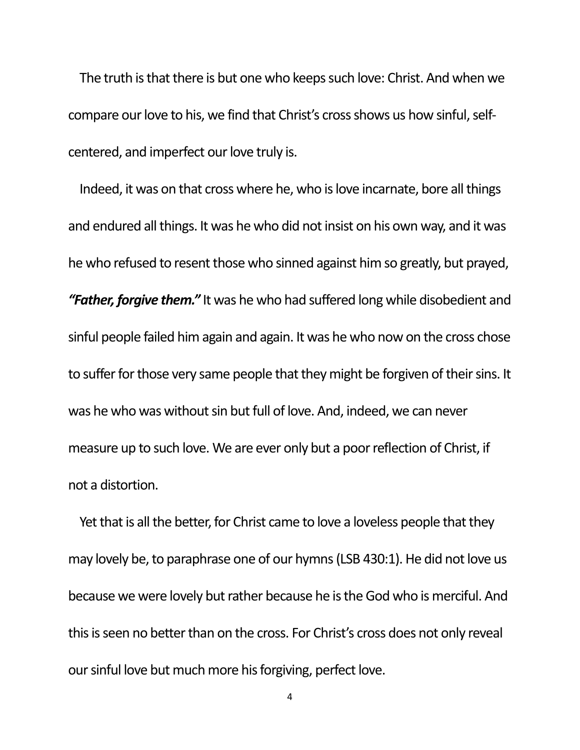The truth is that there is but one who keeps such love: Christ. And when we compare our love to his, we find that Christ's cross shows us how sinful, self-centered, and imperfect our love truly is.

Indeed, it was on that cross where he, who is love incarnate, bore all things and endured all things. It was he who did not insist on his own way, and it was he who refused to resent those who sinned against him so greatly, but prayed, ***"Father, forgive them."*** It was he who had suffered long while disobedient and sinful people failed him again and again. It was he who now on the cross chose to suffer for those very same people that they might be forgiven of their sins. It was he who was without sin but full of love. And, indeed, we can never measure up to such love. We are ever only but a poor reflection of Christ, if not a distortion.

Yet that is all the better, for Christ came to love a loveless people that they may lovely be, to paraphrase one of our hymns (LSB 430:1). He did not love us because we were lovely but rather because he is the God who is merciful. And this is seen no better than on the cross. For Christ's cross does not only reveal our sinful love but much more his forgiving, perfect love.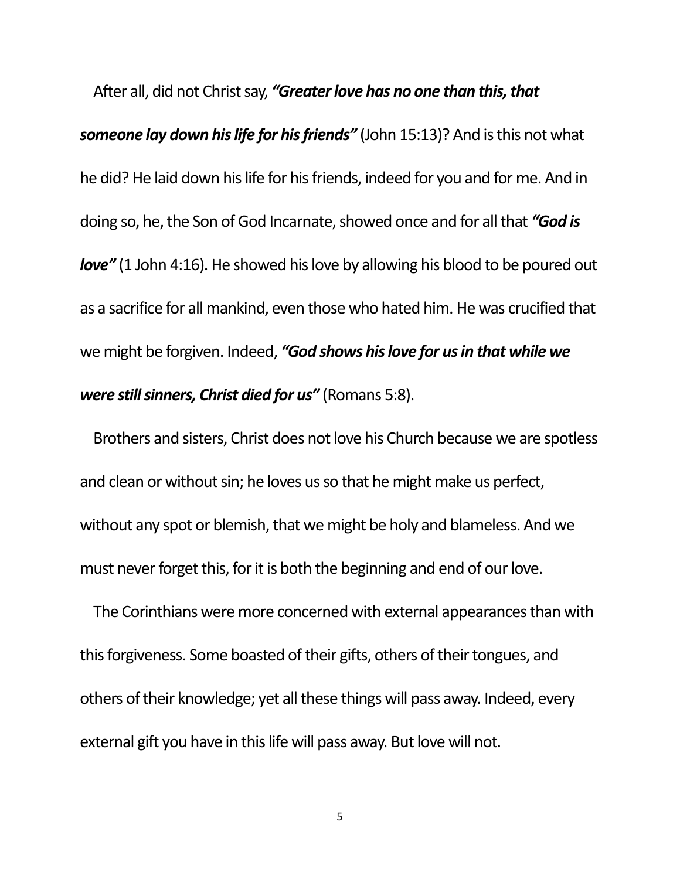After all, did not Christ say, ***"Greater love has no one than this, that someone lay down his life for his friends"*** (John 15:13)? And is this not what he did? He laid down his life for his friends, indeed for you and for me. And in doing so, he, the Son of God Incarnate, showed once and for all that ***"God is love"*** (1 John 4:16). He showed his love by allowing his blood to be poured out as a sacrifice for all mankind, even those who hated him. He was crucified that we might be forgiven. Indeed, ***"God shows his love for us in that while we were still sinners, Christ died for us"*** (Romans 5:8).

Brothers and sisters, Christ does not love his Church because we are spotless and clean or without sin; he loves us so that he might make us perfect, without any spot or blemish, that we might be holy and blameless. And we must never forget this, for it is both the beginning and end of our love.

The Corinthians were more concerned with external appearances than with this forgiveness. Some boasted of their gifts, others of their tongues, and others of their knowledge; yet all these things will pass away. Indeed, every external gift you have in this life will pass away. But love will not.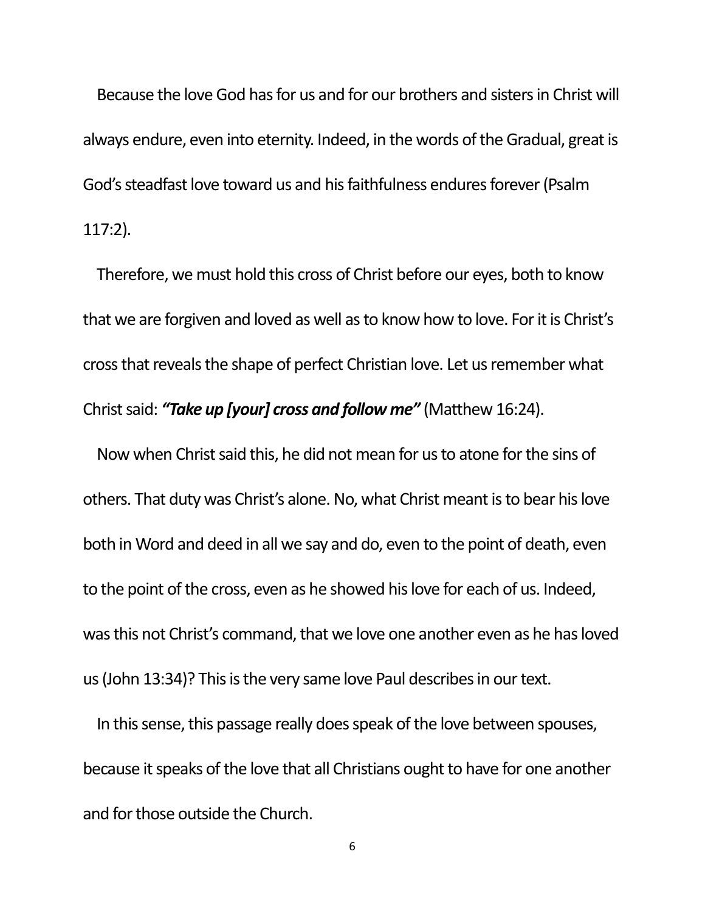Because the love God has for us and for our brothers and sisters in Christ will always endure, even into eternity. Indeed, in the words of the Gradual, great is God's steadfast love toward us and his faithfulness endures forever (Psalm 117:2).

Therefore, we must hold this cross of Christ before our eyes, both to know that we are forgiven and loved as well as to know how to love. For it is Christ's cross that reveals the shape of perfect Christian love. Let us remember what Christ said: ***"Take up [your] cross and follow me"*** (Matthew 16:24).

Now when Christ said this, he did not mean for us to atone for the sins of others. That duty was Christ's alone. No, what Christ meant is to bear his love both in Word and deed in all we say and do, even to the point of death, even to the point of the cross, even as he showed his love for each of us. Indeed, was this not Christ's command, that we love one another even as he has loved us (John 13:34)? This is the very same love Paul describes in our text.

In this sense, this passage really does speak of the love between spouses, because it speaks of the love that all Christians ought to have for one another and for those outside the Church.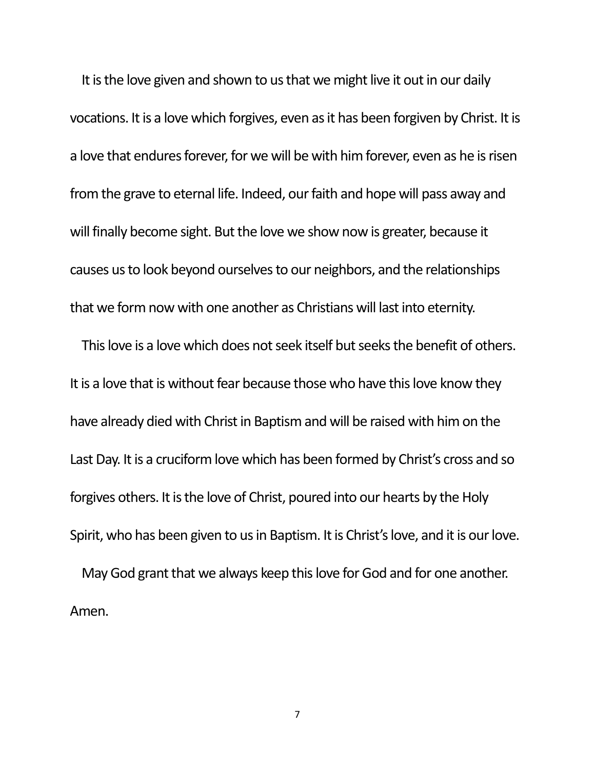It is the love given and shown to us that we might live it out in our daily vocations. It is a love which forgives, even as it has been forgiven by Christ. It is a love that endures forever, for we will be with him forever, even as he is risen from the grave to eternal life. Indeed, our faith and hope will pass away and will finally become sight. But the love we show now is greater, because it causes us to look beyond ourselves to our neighbors, and the relationships that we form now with one another as Christians will last into eternity.

This love is a love which does not seek itself but seeks the benefit of others. It is a love that is without fear because those who have this love know they have already died with Christ in Baptism and will be raised with him on the Last Day. It is a cruciform love which has been formed by Christ's cross and so forgives others. It is the love of Christ, poured into our hearts by the Holy Spirit, who has been given to us in Baptism. It is Christ's love, and it is our love.

May God grant that we always keep this love for God and for one another. Amen.